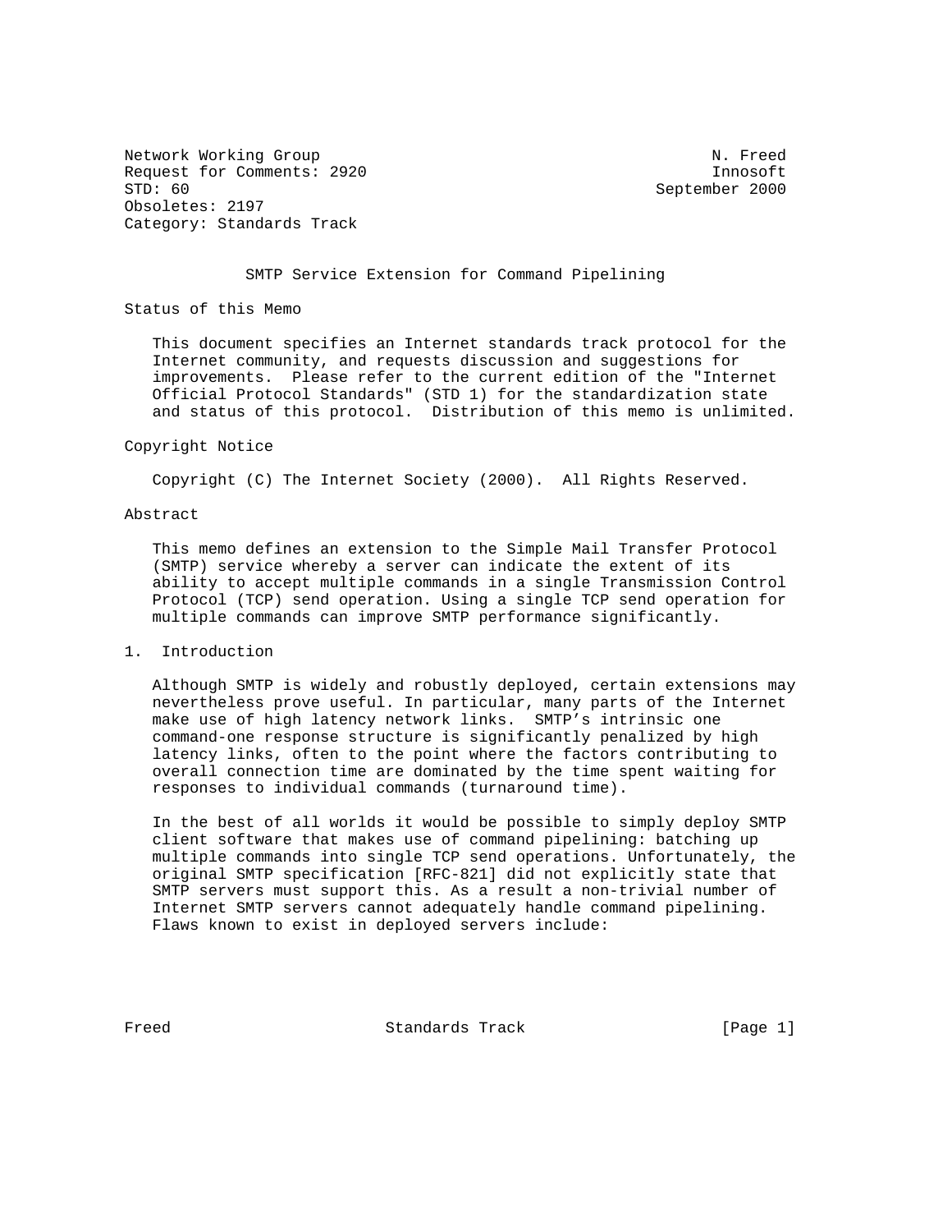Network Working Group N. Freed
Request for Comments: 2920 Innosoft
STD: 60 September 2000
Obsoletes: 2197
Category: Standards Track

# SMTP Service Extension for Command Pipelining

## Status of this Memo

This document specifies an Internet standards track protocol for the Internet community, and requests discussion and suggestions for improvements. Please refer to the current edition of the "Internet Official Protocol Standards" (STD 1) for the standardization state and status of this protocol. Distribution of this memo is unlimited.

## Copyright Notice

Copyright (C) The Internet Society (2000). All Rights Reserved.

## Abstract

This memo defines an extension to the Simple Mail Transfer Protocol (SMTP) service whereby a server can indicate the extent of its ability to accept multiple commands in a single Transmission Control Protocol (TCP) send operation. Using a single TCP send operation for multiple commands can improve SMTP performance significantly.

## 1. Introduction

Although SMTP is widely and robustly deployed, certain extensions may nevertheless prove useful. In particular, many parts of the Internet make use of high latency network links. SMTP's intrinsic one command-one response structure is significantly penalized by high latency links, often to the point where the factors contributing to overall connection time are dominated by the time spent waiting for responses to individual commands (turnaround time).

In the best of all worlds it would be possible to simply deploy SMTP client software that makes use of command pipelining: batching up multiple commands into single TCP send operations. Unfortunately, the original SMTP specification [RFC-821] did not explicitly state that SMTP servers must support this. As a result a non-trivial number of Internet SMTP servers cannot adequately handle command pipelining. Flaws known to exist in deployed servers include: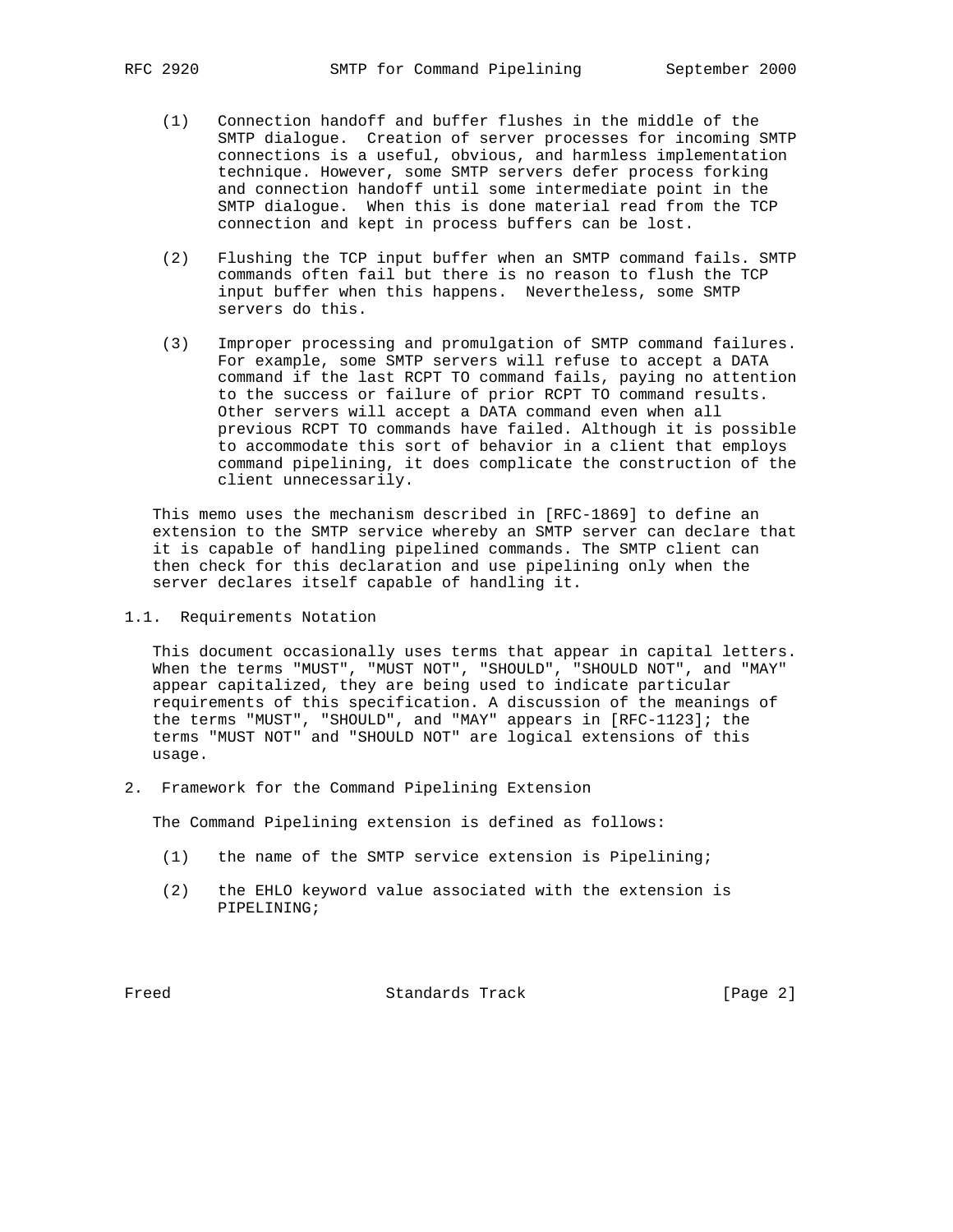(1) Connection handoff and buffer flushes in the middle of the SMTP dialogue. Creation of server processes for incoming SMTP connections is a useful, obvious, and harmless implementation technique. However, some SMTP servers defer process forking and connection handoff until some intermediate point in the SMTP dialogue. When this is done material read from the TCP connection and kept in process buffers can be lost.

(2) Flushing the TCP input buffer when an SMTP command fails. SMTP commands often fail but there is no reason to flush the TCP input buffer when this happens. Nevertheless, some SMTP servers do this.

(3) Improper processing and promulgation of SMTP command failures. For example, some SMTP servers will refuse to accept a DATA command if the last RCPT TO command fails, paying no attention to the success or failure of prior RCPT TO command results. Other servers will accept a DATA command even when all previous RCPT TO commands have failed. Although it is possible to accommodate this sort of behavior in a client that employs command pipelining, it does complicate the construction of the client unnecessarily.

This memo uses the mechanism described in [RFC-1869] to define an extension to the SMTP service whereby an SMTP server can declare that it is capable of handling pipelined commands. The SMTP client can then check for this declaration and use pipelining only when the server declares itself capable of handling it.

## 1.1. Requirements Notation

This document occasionally uses terms that appear in capital letters. When the terms "MUST", "MUST NOT", "SHOULD", "SHOULD NOT", and "MAY" appear capitalized, they are being used to indicate particular requirements of this specification. A discussion of the meanings of the terms "MUST", "SHOULD", and "MAY" appears in [RFC-1123]; the terms "MUST NOT" and "SHOULD NOT" are logical extensions of this usage.

## 2. Framework for the Command Pipelining Extension

The Command Pipelining extension is defined as follows:

(1) the name of the SMTP service extension is Pipelining;

(2) the EHLO keyword value associated with the extension is PIPELINING;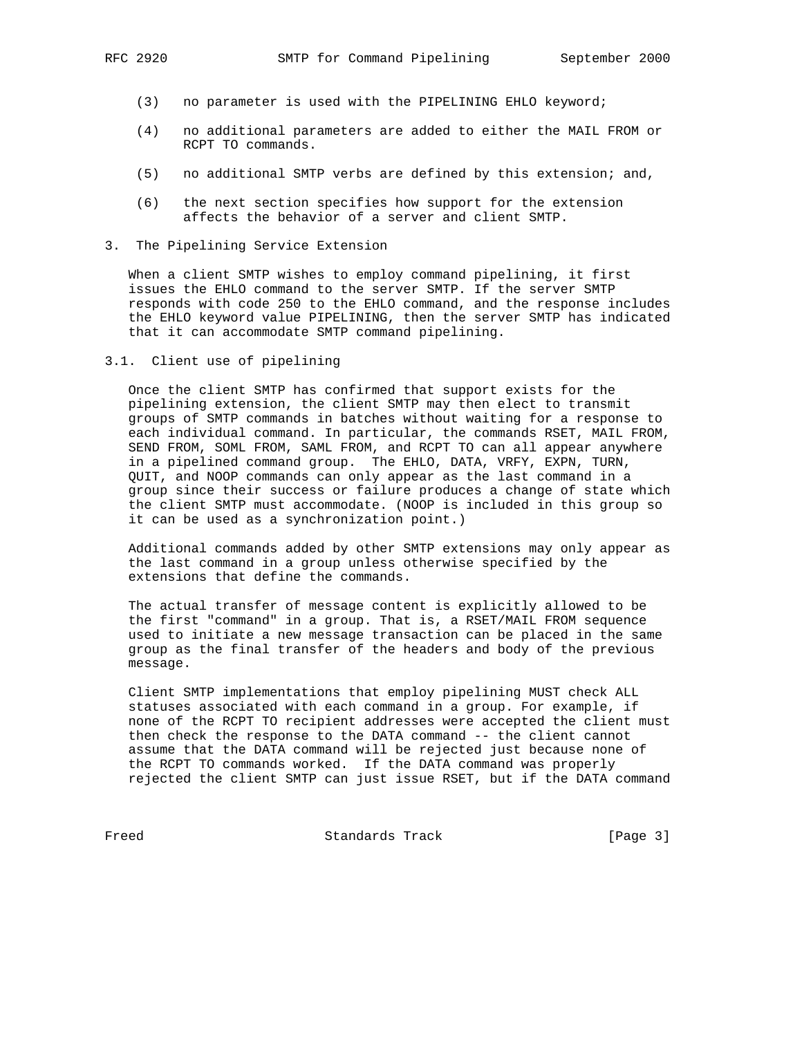(3) no parameter is used with the PIPELINING EHLO keyword;

(4) no additional parameters are added to either the MAIL FROM or RCPT TO commands.

(5) no additional SMTP verbs are defined by this extension; and,

(6) the next section specifies how support for the extension affects the behavior of a server and client SMTP.

## 3. The Pipelining Service Extension

When a client SMTP wishes to employ command pipelining, it first issues the EHLO command to the server SMTP. If the server SMTP responds with code 250 to the EHLO command, and the response includes the EHLO keyword value PIPELINING, then the server SMTP has indicated that it can accommodate SMTP command pipelining.

### 3.1. Client use of pipelining

Once the client SMTP has confirmed that support exists for the pipelining extension, the client SMTP may then elect to transmit groups of SMTP commands in batches without waiting for a response to each individual command. In particular, the commands RSET, MAIL FROM, SEND FROM, SOML FROM, SAML FROM, and RCPT TO can all appear anywhere in a pipelined command group. The EHLO, DATA, VRFY, EXPN, TURN, QUIT, and NOOP commands can only appear as the last command in a group since their success or failure produces a change of state which the client SMTP must accommodate. (NOOP is included in this group so it can be used as a synchronization point.)

Additional commands added by other SMTP extensions may only appear as the last command in a group unless otherwise specified by the extensions that define the commands.

The actual transfer of message content is explicitly allowed to be the first "command" in a group. That is, a RSET/MAIL FROM sequence used to initiate a new message transaction can be placed in the same group as the final transfer of the headers and body of the previous message.

Client SMTP implementations that employ pipelining MUST check ALL statuses associated with each command in a group. For example, if none of the RCPT TO recipient addresses were accepted the client must then check the response to the DATA command -- the client cannot assume that the DATA command will be rejected just because none of the RCPT TO commands worked. If the DATA command was properly rejected the client SMTP can just issue RSET, but if the DATA command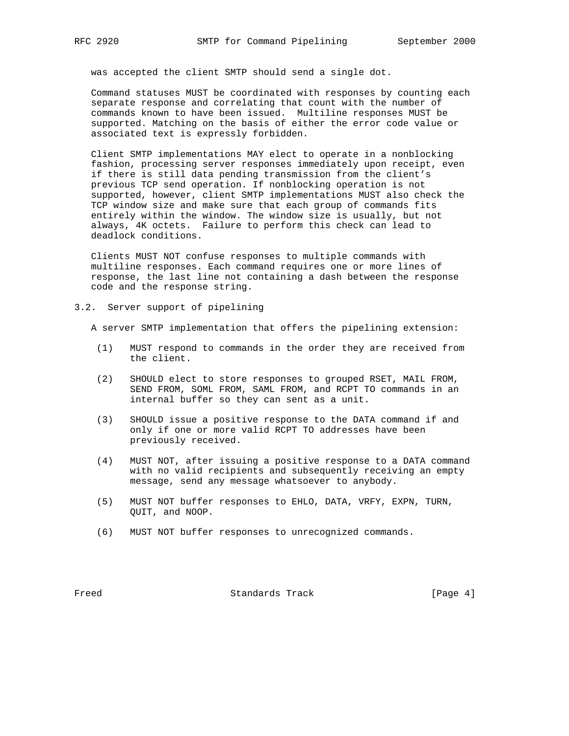was accepted the client SMTP should send a single dot.

Command statuses MUST be coordinated with responses by counting each separate response and correlating that count with the number of commands known to have been issued. Multiline responses MUST be supported. Matching on the basis of either the error code value or associated text is expressly forbidden.

Client SMTP implementations MAY elect to operate in a nonblocking fashion, processing server responses immediately upon receipt, even if there is still data pending transmission from the client's previous TCP send operation. If nonblocking operation is not supported, however, client SMTP implementations MUST also check the TCP window size and make sure that each group of commands fits entirely within the window. The window size is usually, but not always, 4K octets. Failure to perform this check can lead to deadlock conditions.

Clients MUST NOT confuse responses to multiple commands with multiline responses. Each command requires one or more lines of response, the last line not containing a dash between the response code and the response string.

## 3.2. Server support of pipelining

A server SMTP implementation that offers the pipelining extension:

(1) MUST respond to commands in the order they are received from the client.

(2) SHOULD elect to store responses to grouped RSET, MAIL FROM, SEND FROM, SOML FROM, SAML FROM, and RCPT TO commands in an internal buffer so they can sent as a unit.

(3) SHOULD issue a positive response to the DATA command if and only if one or more valid RCPT TO addresses have been previously received.

(4) MUST NOT, after issuing a positive response to a DATA command with no valid recipients and subsequently receiving an empty message, send any message whatsoever to anybody.

(5) MUST NOT buffer responses to EHLO, DATA, VRFY, EXPN, TURN, QUIT, and NOOP.

(6) MUST NOT buffer responses to unrecognized commands.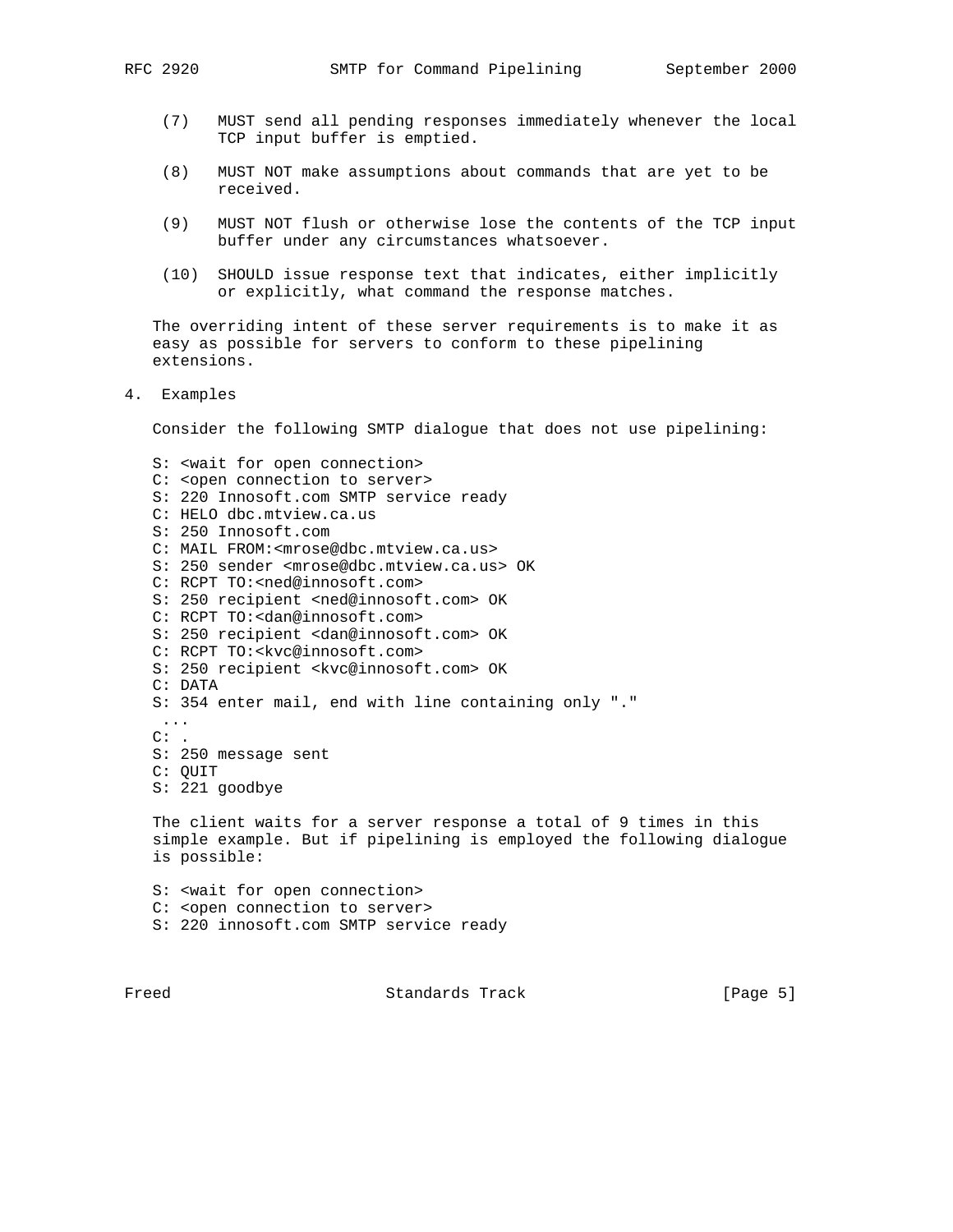(7) MUST send all pending responses immediately whenever the local TCP input buffer is emptied.

(8) MUST NOT make assumptions about commands that are yet to be received.

(9) MUST NOT flush or otherwise lose the contents of the TCP input buffer under any circumstances whatsoever.

(10) SHOULD issue response text that indicates, either implicitly or explicitly, what command the response matches.

The overriding intent of these server requirements is to make it as easy as possible for servers to conform to these pipelining extensions.

## 4. Examples

Consider the following SMTP dialogue that does not use pipelining:

```
S: <wait for open connection>
C: <open connection to server>
S: 220 Innosoft.com SMTP service ready
C: HELO dbc.mtview.ca.us
S: 250 Innosoft.com
C: MAIL FROM:<mrose@dbc.mtview.ca.us>
S: 250 sender <mrose@dbc.mtview.ca.us> OK
C: RCPT TO:<ned@innosoft.com>
S: 250 recipient <ned@innosoft.com> OK
C: RCPT TO:<dan@innosoft.com>
S: 250 recipient <dan@innosoft.com> OK
C: RCPT TO:<kvc@innosoft.com>
S: 250 recipient <kvc@innosoft.com> OK
C: DATA
S: 354 enter mail, end with line containing only "."
 ...
C: .
S: 250 message sent
C: QUIT
S: 221 goodbye
```

The client waits for a server response a total of 9 times in this simple example. But if pipelining is employed the following dialogue is possible:

```
S: <wait for open connection>
C: <open connection to server>
S: 220 innosoft.com SMTP service ready
```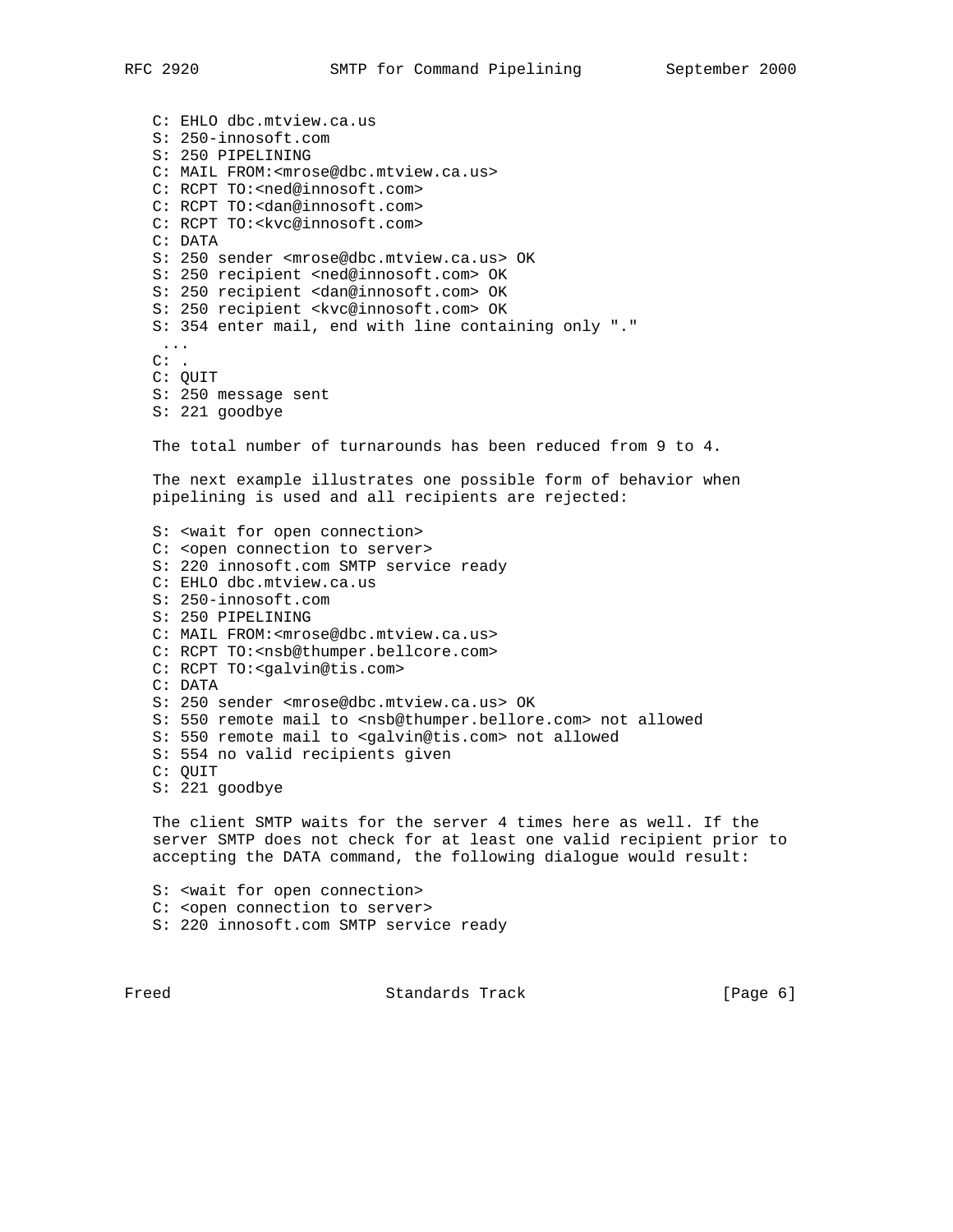```
C: EHLO dbc.mtview.ca.us
S: 250-innosoft.com
S: 250 PIPELINING
C: MAIL FROM:<mrose@dbc.mtview.ca.us>
C: RCPT TO:<ned@innosoft.com>
C: RCPT TO:<dan@innosoft.com>
C: RCPT TO:<kvc@innosoft.com>
C: DATA
S: 250 sender <mrose@dbc.mtview.ca.us> OK
S: 250 recipient <ned@innosoft.com> OK
S: 250 recipient <dan@innosoft.com> OK
S: 250 recipient <kvc@innosoft.com> OK
S: 354 enter mail, end with line containing only "."
 ...
C: .
C: QUIT
S: 250 message sent
S: 221 goodbye
```

The total number of turnarounds has been reduced from 9 to 4.

The next example illustrates one possible form of behavior when pipelining is used and all recipients are rejected:

```
S: <wait for open connection>
C: <open connection to server>
S: 220 innosoft.com SMTP service ready
C: EHLO dbc.mtview.ca.us
S: 250-innosoft.com
S: 250 PIPELINING
C: MAIL FROM:<mrose@dbc.mtview.ca.us>
C: RCPT TO:<nsb@thumper.bellcore.com>
C: RCPT TO:<galvin@tis.com>
C: DATA
S: 250 sender <mrose@dbc.mtview.ca.us> OK
S: 550 remote mail to <nsb@thumper.bellore.com> not allowed
S: 550 remote mail to <galvin@tis.com> not allowed
S: 554 no valid recipients given
C: QUIT
S: 221 goodbye
```

The client SMTP waits for the server 4 times here as well. If the server SMTP does not check for at least one valid recipient prior to accepting the DATA command, the following dialogue would result:

```
S: <wait for open connection>
C: <open connection to server>
S: 220 innosoft.com SMTP service ready
```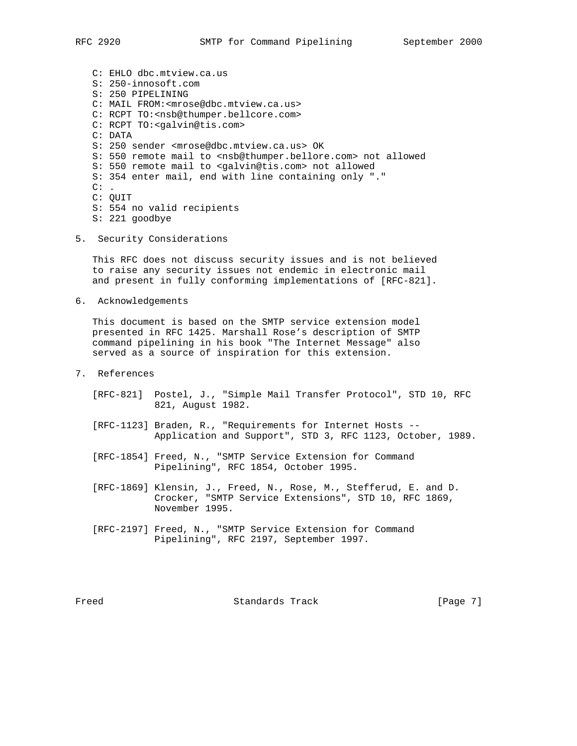```
C: EHLO dbc.mtview.ca.us
S: 250-innosoft.com
S: 250 PIPELINING
C: MAIL FROM:<mrose@dbc.mtview.ca.us>
C: RCPT TO:<nsb@thumper.bellcore.com>
C: RCPT TO:<galvin@tis.com>
C: DATA
S: 250 sender <mrose@dbc.mtview.ca.us> OK
S: 550 remote mail to <nsb@thumper.bellore.com> not allowed
S: 550 remote mail to <galvin@tis.com> not allowed
S: 354 enter mail, end with line containing only "."
C: .
C: QUIT
S: 554 no valid recipients
S: 221 goodbye
```

## 5. Security Considerations

This RFC does not discuss security issues and is not believed to raise any security issues not endemic in electronic mail and present in fully conforming implementations of [RFC-821].

## 6. Acknowledgements

This document is based on the SMTP service extension model presented in RFC 1425. Marshall Rose's description of SMTP command pipelining in his book "The Internet Message" also served as a source of inspiration for this extension.

## 7. References

[RFC-821] Postel, J., "Simple Mail Transfer Protocol", STD 10, RFC 821, August 1982.

[RFC-1123] Braden, R., "Requirements for Internet Hosts -- Application and Support", STD 3, RFC 1123, October, 1989.

[RFC-1854] Freed, N., "SMTP Service Extension for Command Pipelining", RFC 1854, October 1995.

[RFC-1869] Klensin, J., Freed, N., Rose, M., Stefferud, E. and D. Crocker, "SMTP Service Extensions", STD 10, RFC 1869, November 1995.

[RFC-2197] Freed, N., "SMTP Service Extension for Command Pipelining", RFC 2197, September 1997.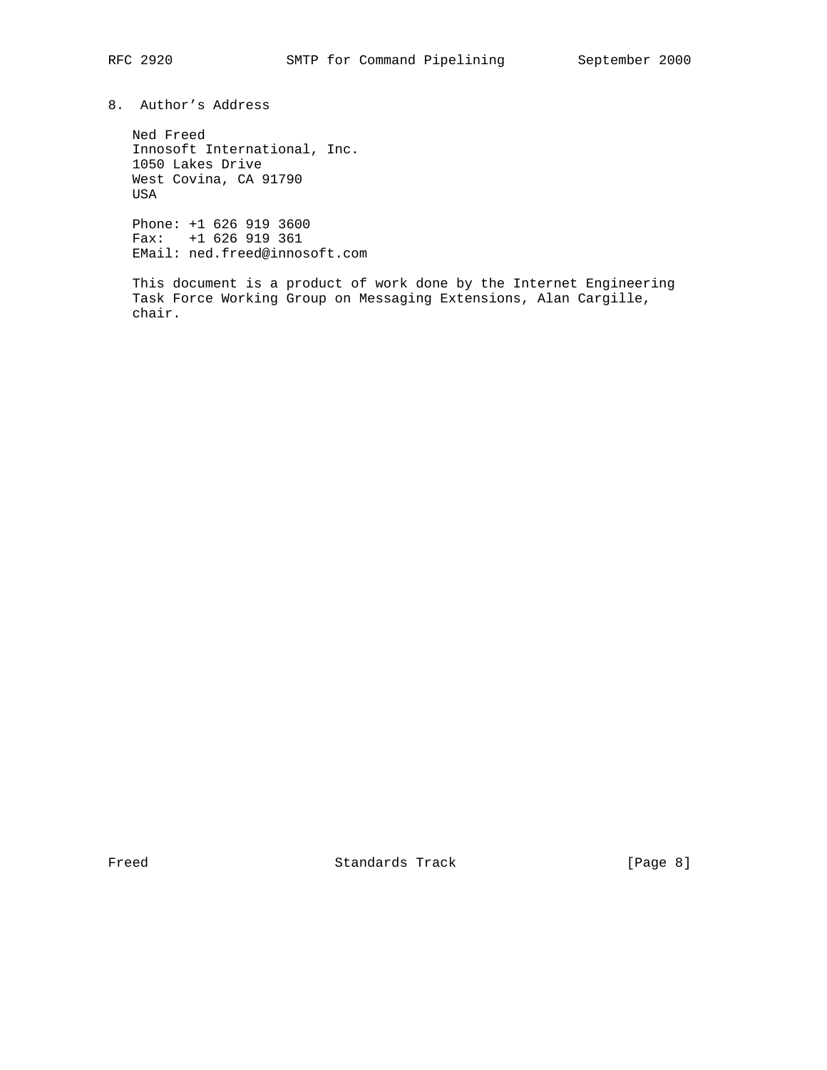## 8. Author's Address

Ned Freed
Innosoft International, Inc.
1050 Lakes Drive
West Covina, CA 91790
USA

Phone: +1 626 919 3600
Fax: +1 626 919 361
EMail: ned.freed@innosoft.com

This document is a product of work done by the Internet Engineering Task Force Working Group on Messaging Extensions, Alan Cargille, chair.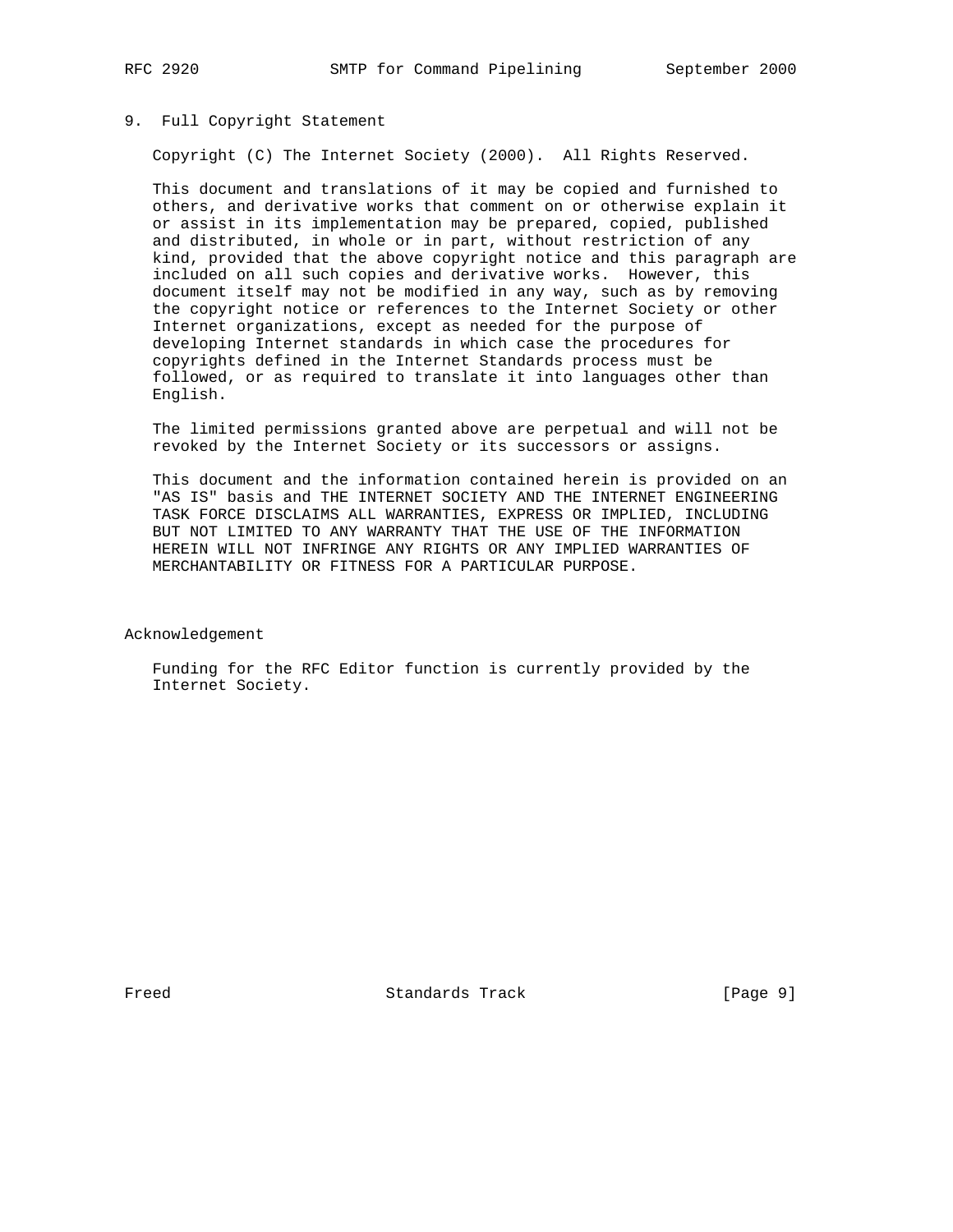## 9. Full Copyright Statement

Copyright (C) The Internet Society (2000). All Rights Reserved.

This document and translations of it may be copied and furnished to others, and derivative works that comment on or otherwise explain it or assist in its implementation may be prepared, copied, published and distributed, in whole or in part, without restriction of any kind, provided that the above copyright notice and this paragraph are included on all such copies and derivative works. However, this document itself may not be modified in any way, such as by removing the copyright notice or references to the Internet Society or other Internet organizations, except as needed for the purpose of developing Internet standards in which case the procedures for copyrights defined in the Internet Standards process must be followed, or as required to translate it into languages other than English.

The limited permissions granted above are perpetual and will not be revoked by the Internet Society or its successors or assigns.

This document and the information contained herein is provided on an "AS IS" basis and THE INTERNET SOCIETY AND THE INTERNET ENGINEERING TASK FORCE DISCLAIMS ALL WARRANTIES, EXPRESS OR IMPLIED, INCLUDING BUT NOT LIMITED TO ANY WARRANTY THAT THE USE OF THE INFORMATION HEREIN WILL NOT INFRINGE ANY RIGHTS OR ANY IMPLIED WARRANTIES OF MERCHANTABILITY OR FITNESS FOR A PARTICULAR PURPOSE.

## Acknowledgement

Funding for the RFC Editor function is currently provided by the Internet Society.